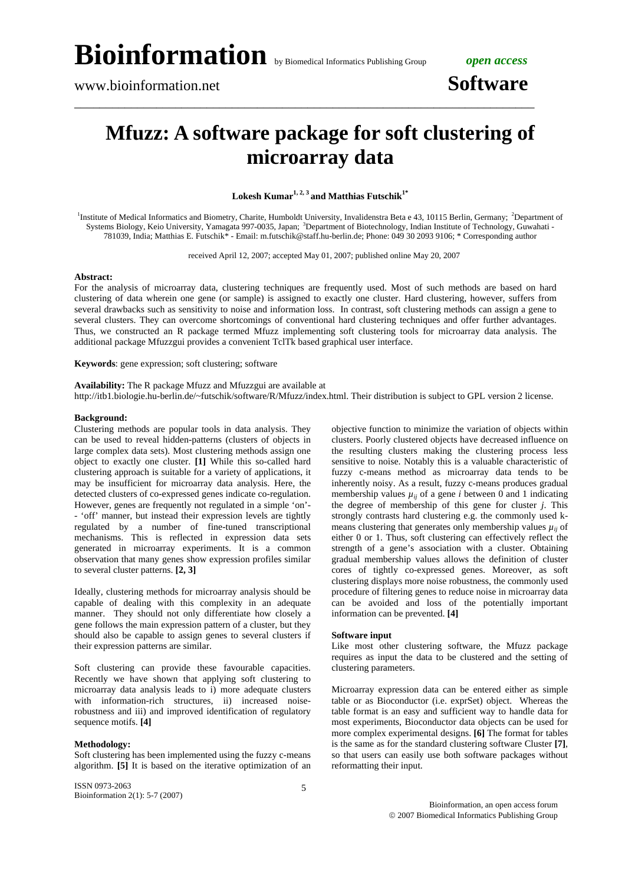# Mfuzz: A software package for soft clustering of microarray data

**Lokesh Kumar[1, 2, 3] and Matthias Futschik[1*]**

[1]Institute of Medical Informatics and Biometry, Charite, Humboldt University, Invalidenstra Beta e 43, 10115 Berlin, Germany; [2]Department of Systems Biology, Keio University, Yamagata 997-0035, Japan; [3]Department of Biotechnology, Indian Institute of Technology, Guwahati - 781039, India; Matthias E. Futschik* - Email: m.futschik@staff.hu-berlin.de; Phone: 049 30 2093 9106; * Corresponding author

received April 12, 2007; accepted May 01, 2007; published online May 20, 2007

**Abstract:**

For the analysis of microarray data, clustering techniques are frequently used. Most of such methods are based on hard clustering of data wherein one gene (or sample) is assigned to exactly one cluster. Hard clustering, however, suffers from several drawbacks such as sensitivity to noise and information loss. In contrast, soft clustering methods can assign a gene to several clusters. They can overcome shortcomings of conventional hard clustering techniques and offer further advantages. Thus, we constructed an R package termed Mfuzz implementing soft clustering tools for microarray data analysis. The additional package Mfuzzgui provides a convenient TclTk based graphical user interface.

**Keywords**: gene expression; soft clustering; software

**Availability:** The R package Mfuzz and Mfuzzgui are available at http://itb1.biologie.hu-berlin.de/~futschik/software/R/Mfuzz/index.html. Their distribution is subject to GPL version 2 license.

**Background:**

Clustering methods are popular tools in data analysis. They can be used to reveal hidden-patterns (clusters of objects in large complex data sets). Most clustering methods assign one object to exactly one cluster. **[1]** While this so-called hard clustering approach is suitable for a variety of applications, it may be insufficient for microarray data analysis. Here, the detected clusters of co-expressed genes indicate co-regulation. However, genes are frequently not regulated in a simple 'on'-- 'off' manner, but instead their expression levels are tightly regulated by a number of fine-tuned transcriptional mechanisms. This is reflected in expression data sets generated in microarray experiments. It is a common observation that many genes show expression profiles similar to several cluster patterns. **[2, 3]**

Ideally, clustering methods for microarray analysis should be capable of dealing with this complexity in an adequate manner. They should not only differentiate how closely a gene follows the main expression pattern of a cluster, but they should also be capable to assign genes to several clusters if their expression patterns are similar.

Soft clustering can provide these favourable capacities. Recently we have shown that applying soft clustering to microarray data analysis leads to i) more adequate clusters with information-rich structures, ii) increased noise-robustness and iii) and improved identification of regulatory sequence motifs. **[4]**

**Methodology:**

Soft clustering has been implemented using the fuzzy c-means algorithm. **[5]** It is based on the iterative optimization of an objective function to minimize the variation of objects within clusters. Poorly clustered objects have decreased influence on the resulting clusters making the clustering process less sensitive to noise. Notably this is a valuable characteristic of fuzzy c-means method as microarray data tends to be inherently noisy. As a result, fuzzy c-means produces gradual membership values $\mu_{ij}$ of a gene $i$ between 0 and 1 indicating the degree of membership of this gene for cluster $j$. This strongly contrasts hard clustering e.g. the commonly used k-means clustering that generates only membership values $\mu_{ij}$ of either 0 or 1. Thus, soft clustering can effectively reflect the strength of a gene's association with a cluster. Obtaining gradual membership values allows the definition of cluster cores of tightly co-expressed genes. Moreover, as soft clustering displays more noise robustness, the commonly used procedure of filtering genes to reduce noise in microarray data can be avoided and loss of the potentially important information can be prevented. **[4]**

**Software input**

Like most other clustering software, the Mfuzz package requires as input the data to be clustered and the setting of clustering parameters.

Microarray expression data can be entered either as simple table or as Bioconductor (i.e. exprSet) object. Whereas the table format is an easy and sufficient way to handle data for most experiments, Bioconductor data objects can be used for more complex experimental designs. **[6]** The format for tables is the same as for the standard clustering software Cluster **[7]**, so that users can easily use both software packages without reformatting their input.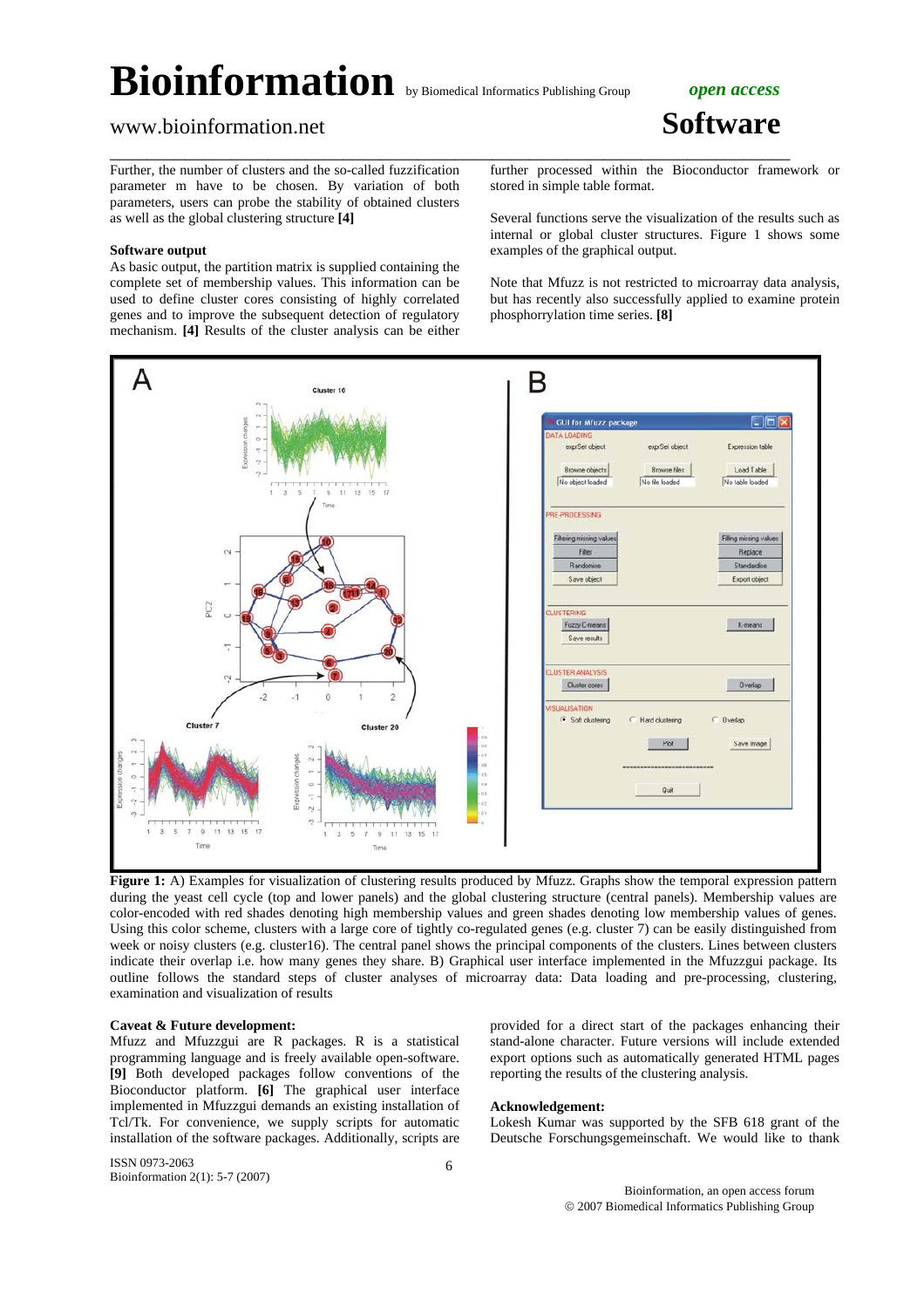Further, the number of clusters and the so-called fuzzification parameter m have to be chosen. By variation of both parameters, users can probe the stability of obtained clusters as well as the global clustering structure **[4]**

**Software output**

As basic output, the partition matrix is supplied containing the complete set of membership values. This information can be used to define cluster cores consisting of highly correlated genes and to improve the subsequent detection of regulatory mechanism. **[4]** Results of the cluster analysis can be either further processed within the Bioconductor framework or stored in simple table format.

Several functions serve the visualization of the results such as internal or global cluster structures. Figure 1 shows some examples of the graphical output.

Note that Mfuzz is not restricted to microarray data analysis, but has recently also successfully applied to examine protein phosphorylation time series. **[8]**

**Figure 1:** A) Examples for visualization of clustering results produced by Mfuzz. Graphs show the temporal expression pattern during the yeast cell cycle (top and lower panels) and the global clustering structure (central panels). Membership values are color-encoded with red shades denoting high membership values and green shades denoting low membership values of genes. Using this color scheme, clusters with a large core of tightly co-regulated genes (e.g. cluster 7) can be easily distinguished from week or noisy clusters (e.g. cluster16). The central panel shows the principal components of the clusters. Lines between clusters indicate their overlap i.e. how many genes they share. B) Graphical user interface implemented in the Mfuzzgui package. Its outline follows the standard steps of cluster analyses of microarray data: Data loading and pre-processing, clustering, examination and visualization of results

**Caveat & Future development:**

Mfuzz and Mfuzzgui are R packages. R is a statistical programming language and is freely available open-software. **[9]** Both developed packages follow conventions of the Bioconductor platform. **[6]** The graphical user interface implemented in Mfuzzgui demands an existing installation of Tcl/Tk. For convenience, we supply scripts for automatic installation of the software packages. Additionally, scripts are provided for a direct start of the packages enhancing their stand-alone character. Future versions will include extended export options such as automatically generated HTML pages reporting the results of the clustering analysis.

**Acknowledgement:**

Lokesh Kumar was supported by the SFB 618 grant of the Deutsche Forschungsgemeinschaft. We would like to thank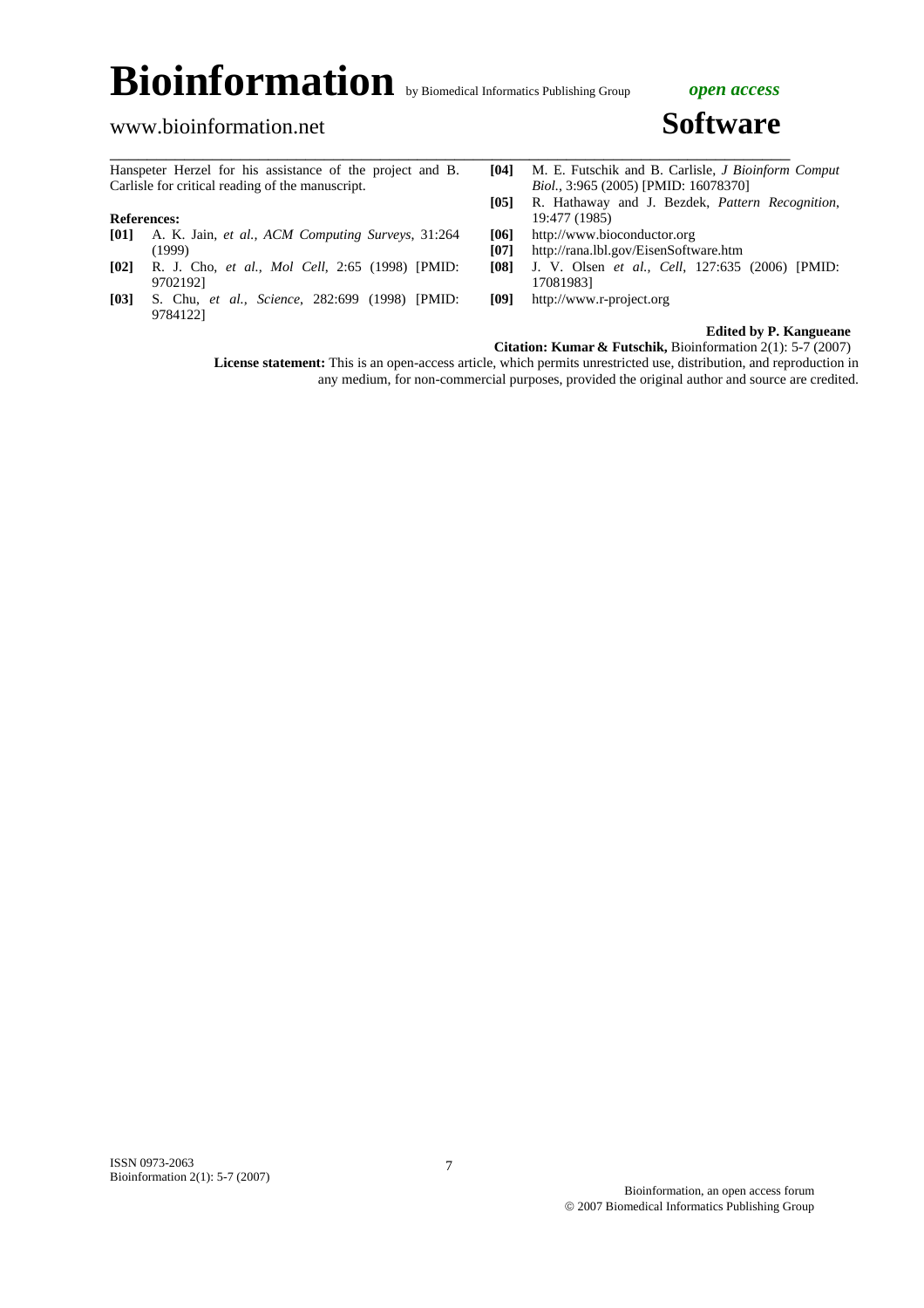Hanspeter Herzel for his assistance of the project and B. Carlisle for critical reading of the manuscript.

**References:**

**[01]** A. K. Jain, *et al., ACM Computing Surveys*, 31:264 (1999)

**[02]** R. J. Cho, *et al., Mol Cell*, 2:65 (1998) [PMID: 9702192]

**[03]** S. Chu, *et al., Science*, 282:699 (1998) [PMID: 9784122]

**[04]** M. E. Futschik and B. Carlisle, *J Bioinform Comput Biol.*, 3:965 (2005) [PMID: 16078370]

**[05]** R. Hathaway and J. Bezdek, *Pattern Recognition*, 19:477 (1985)

**[06]** http://www.bioconductor.org

**[07]** http://rana.lbl.gov/EisenSoftware.htm

**[08]** J. V. Olsen *et al., Cell*, 127:635 (2006) [PMID: 17081983]

**[09]** http://www.r-project.org

**Edited by P. Kangueane**

**Citation: Kumar & Futschik,** Bioinformation 2(1): 5-7 (2007)

**License statement:** This is an open-access article, which permits unrestricted use, distribution, and reproduction in any medium, for non-commercial purposes, provided the original author and source are credited.